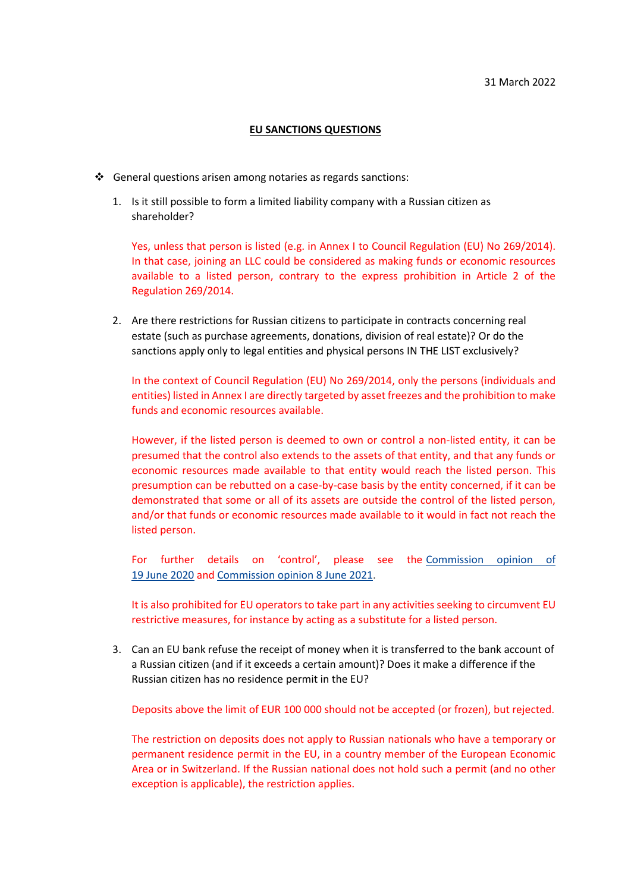31 March 2022

**EU SANCTIONS QUESTIONS**

- General questions arisen among notaries as regards sanctions:

1. Is it still possible to form a limited liability company with a Russian citizen as shareholder?

   Yes, unless that person is listed (e.g. in Annex I to Council Regulation (EU) No 269/2014). In that case, joining an LLC could be considered as making funds or economic resources available to a listed person, contrary to the express prohibition in Article 2 of the Regulation 269/2014.

2. Are there restrictions for Russian citizens to participate in contracts concerning real estate (such as purchase agreements, donations, division of real estate)? Or do the sanctions apply only to legal entities and physical persons IN THE LIST exclusively?

   In the context of Council Regulation (EU) No 269/2014, only the persons (individuals and entities) listed in Annex I are directly targeted by asset freezes and the prohibition to make funds and economic resources available.

   However, if the listed person is deemed to own or control a non-listed entity, it can be presumed that the control also extends to the assets of that entity, and that any funds or economic resources made available to that entity would reach the listed person. This presumption can be rebutted on a case-by-case basis by the entity concerned, if it can be demonstrated that some or all of its assets are outside the control of the listed person, and/or that funds or economic resources made available to it would in fact not reach the listed person.

   For further details on 'control', please see the Commission opinion of 19 June 2020 and Commission opinion 8 June 2021.

   It is also prohibited for EU operators to take part in any activities seeking to circumvent EU restrictive measures, for instance by acting as a substitute for a listed person.

3. Can an EU bank refuse the receipt of money when it is transferred to the bank account of a Russian citizen (and if it exceeds a certain amount)? Does it make a difference if the Russian citizen has no residence permit in the EU?

   Deposits above the limit of EUR 100 000 should not be accepted (or frozen), but rejected.

   The restriction on deposits does not apply to Russian nationals who have a temporary or permanent residence permit in the EU, in a country member of the European Economic Area or in Switzerland. If the Russian national does not hold such a permit (and no other exception is applicable), the restriction applies.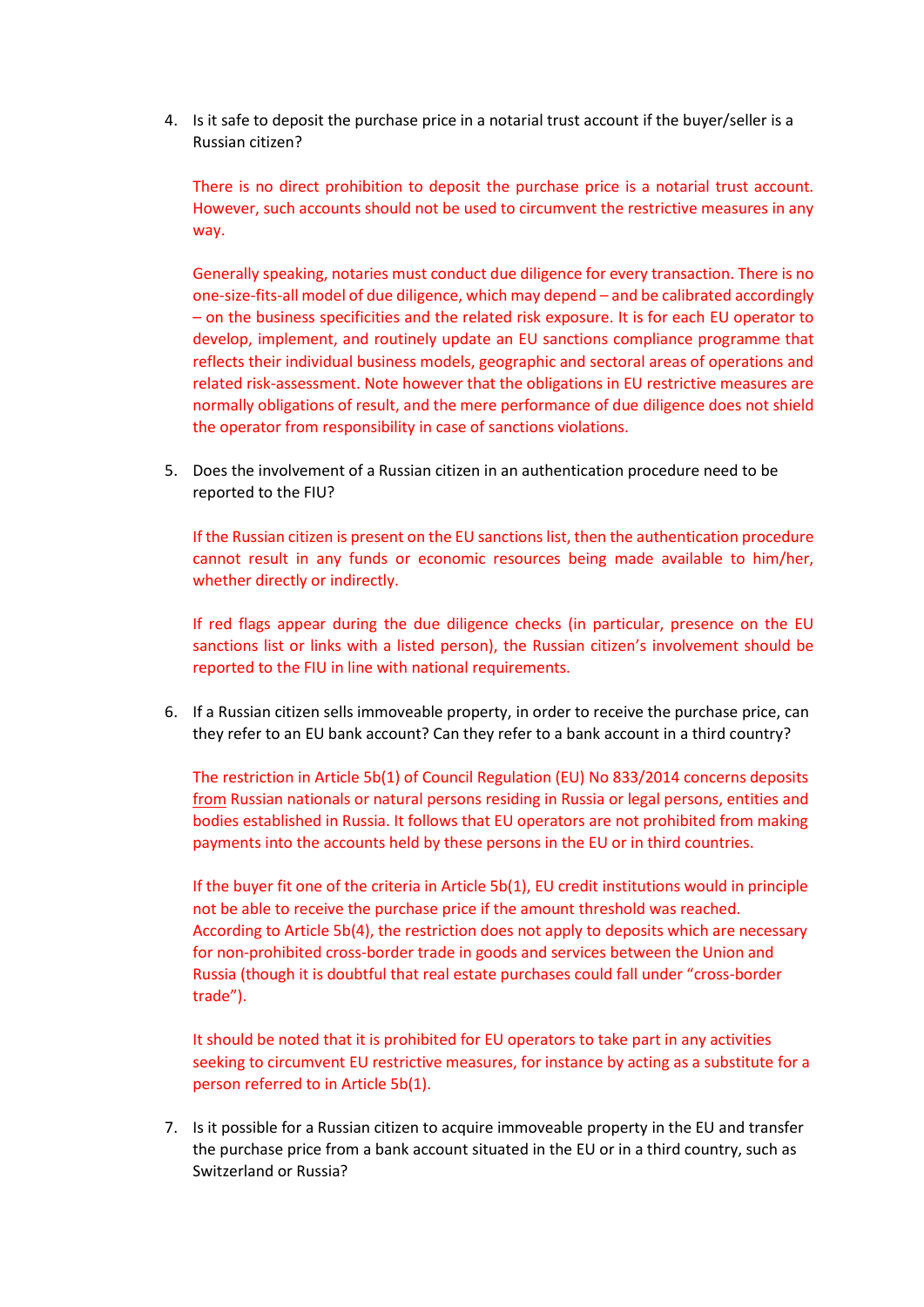4. Is it safe to deposit the purchase price in a notarial trust account if the buyer/seller is a Russian citizen?

   There is no direct prohibition to deposit the purchase price is a notarial trust account. However, such accounts should not be used to circumvent the restrictive measures in any way.

   Generally speaking, notaries must conduct due diligence for every transaction. There is no one-size-fits-all model of due diligence, which may depend – and be calibrated accordingly – on the business specificities and the related risk exposure. It is for each EU operator to develop, implement, and routinely update an EU sanctions compliance programme that reflects their individual business models, geographic and sectoral areas of operations and related risk-assessment. Note however that the obligations in EU restrictive measures are normally obligations of result, and the mere performance of due diligence does not shield the operator from responsibility in case of sanctions violations.

5. Does the involvement of a Russian citizen in an authentication procedure need to be reported to the FIU?

   If the Russian citizen is present on the EU sanctions list, then the authentication procedure cannot result in any funds or economic resources being made available to him/her, whether directly or indirectly.

   If red flags appear during the due diligence checks (in particular, presence on the EU sanctions list or links with a listed person), the Russian citizen's involvement should be reported to the FIU in line with national requirements.

6. If a Russian citizen sells immoveable property, in order to receive the purchase price, can they refer to an EU bank account? Can they refer to a bank account in a third country?

   The restriction in Article 5b(1) of Council Regulation (EU) No 833/2014 concerns deposits <u>from</u> Russian nationals or natural persons residing in Russia or legal persons, entities and bodies established in Russia. It follows that EU operators are not prohibited from making payments into the accounts held by these persons in the EU or in third countries.

   If the buyer fit one of the criteria in Article 5b(1), EU credit institutions would in principle not be able to receive the purchase price if the amount threshold was reached. According to Article 5b(4), the restriction does not apply to deposits which are necessary for non-prohibited cross-border trade in goods and services between the Union and Russia (though it is doubtful that real estate purchases could fall under "cross-border trade").

   It should be noted that it is prohibited for EU operators to take part in any activities seeking to circumvent EU restrictive measures, for instance by acting as a substitute for a person referred to in Article 5b(1).

7. Is it possible for a Russian citizen to acquire immoveable property in the EU and transfer the purchase price from a bank account situated in the EU or in a third country, such as Switzerland or Russia?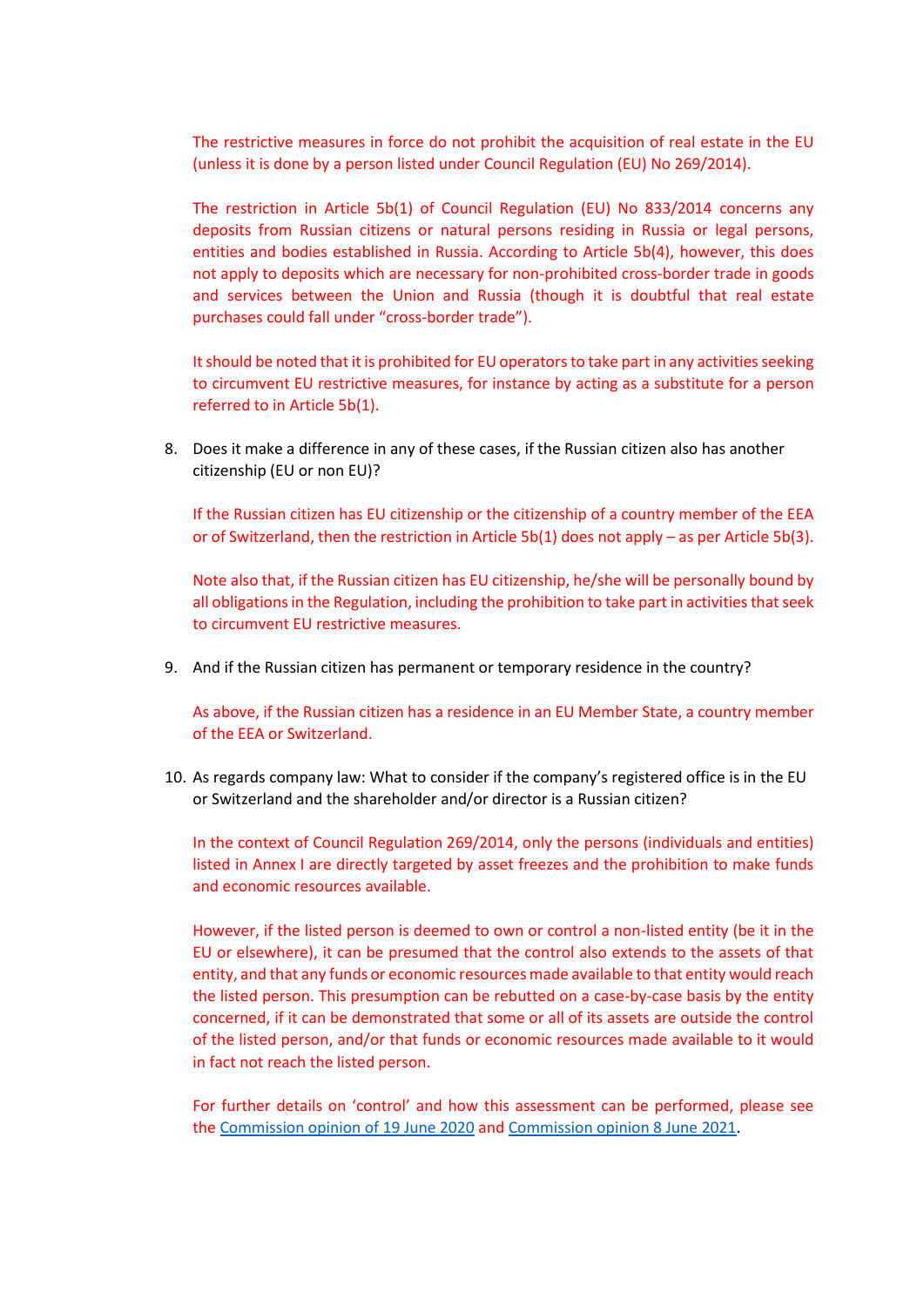The restrictive measures in force do not prohibit the acquisition of real estate in the EU (unless it is done by a person listed under Council Regulation (EU) No 269/2014).

The restriction in Article 5b(1) of Council Regulation (EU) No 833/2014 concerns any deposits from Russian citizens or natural persons residing in Russia or legal persons, entities and bodies established in Russia. According to Article 5b(4), however, this does not apply to deposits which are necessary for non-prohibited cross-border trade in goods and services between the Union and Russia (though it is doubtful that real estate purchases could fall under "cross-border trade").

It should be noted that it is prohibited for EU operators to take part in any activities seeking to circumvent EU restrictive measures, for instance by acting as a substitute for a person referred to in Article 5b(1).

8. Does it make a difference in any of these cases, if the Russian citizen also has another citizenship (EU or non EU)?

   If the Russian citizen has EU citizenship or the citizenship of a country member of the EEA or of Switzerland, then the restriction in Article 5b(1) does not apply – as per Article 5b(3).

   Note also that, if the Russian citizen has EU citizenship, he/she will be personally bound by all obligations in the Regulation, including the prohibition to take part in activities that seek to circumvent EU restrictive measures.

9. And if the Russian citizen has permanent or temporary residence in the country?

   As above, if the Russian citizen has a residence in an EU Member State, a country member of the EEA or Switzerland.

10. As regards company law: What to consider if the company's registered office is in the EU or Switzerland and the shareholder and/or director is a Russian citizen?

    In the context of Council Regulation 269/2014, only the persons (individuals and entities) listed in Annex I are directly targeted by asset freezes and the prohibition to make funds and economic resources available.

    However, if the listed person is deemed to own or control a non-listed entity (be it in the EU or elsewhere), it can be presumed that the control also extends to the assets of that entity, and that any funds or economic resources made available to that entity would reach the listed person. This presumption can be rebutted on a case-by-case basis by the entity concerned, if it can be demonstrated that some or all of its assets are outside the control of the listed person, and/or that funds or economic resources made available to it would in fact not reach the listed person.

    For further details on 'control' and how this assessment can be performed, please see the Commission opinion of 19 June 2020 and Commission opinion 8 June 2021.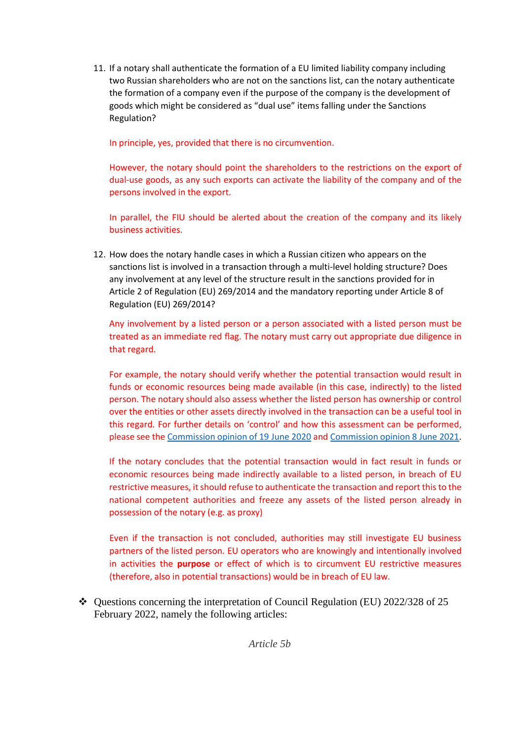11. If a notary shall authenticate the formation of a EU limited liability company including two Russian shareholders who are not on the sanctions list, can the notary authenticate the formation of a company even if the purpose of the company is the development of goods which might be considered as "dual use" items falling under the Sanctions Regulation?

    In principle, yes, provided that there is no circumvention.

    However, the notary should point the shareholders to the restrictions on the export of dual-use goods, as any such exports can activate the liability of the company and of the persons involved in the export.

    In parallel, the FIU should be alerted about the creation of the company and its likely business activities.

12. How does the notary handle cases in which a Russian citizen who appears on the sanctions list is involved in a transaction through a multi-level holding structure? Does any involvement at any level of the structure result in the sanctions provided for in Article 2 of Regulation (EU) 269/2014 and the mandatory reporting under Article 8 of Regulation (EU) 269/2014?

    Any involvement by a listed person or a person associated with a listed person must be treated as an immediate red flag. The notary must carry out appropriate due diligence in that regard.

    For example, the notary should verify whether the potential transaction would result in funds or economic resources being made available (in this case, indirectly) to the listed person. The notary should also assess whether the listed person has ownership or control over the entities or other assets directly involved in the transaction can be a useful tool in this regard. For further details on 'control' and how this assessment can be performed, please see the Commission opinion of 19 June 2020 and Commission opinion 8 June 2021.

    If the notary concludes that the potential transaction would in fact result in funds or economic resources being made indirectly available to a listed person, in breach of EU restrictive measures, it should refuse to authenticate the transaction and report this to the national competent authorities and freeze any assets of the listed person already in possession of the notary (e.g. as proxy)

    Even if the transaction is not concluded, authorities may still investigate EU business partners of the listed person. EU operators who are knowingly and intentionally involved in activities the **purpose** or effect of which is to circumvent EU restrictive measures (therefore, also in potential transactions) would be in breach of EU law.

❖ Questions concerning the interpretation of Council Regulation (EU) 2022/328 of 25 February 2022, namely the following articles:

*Article 5b*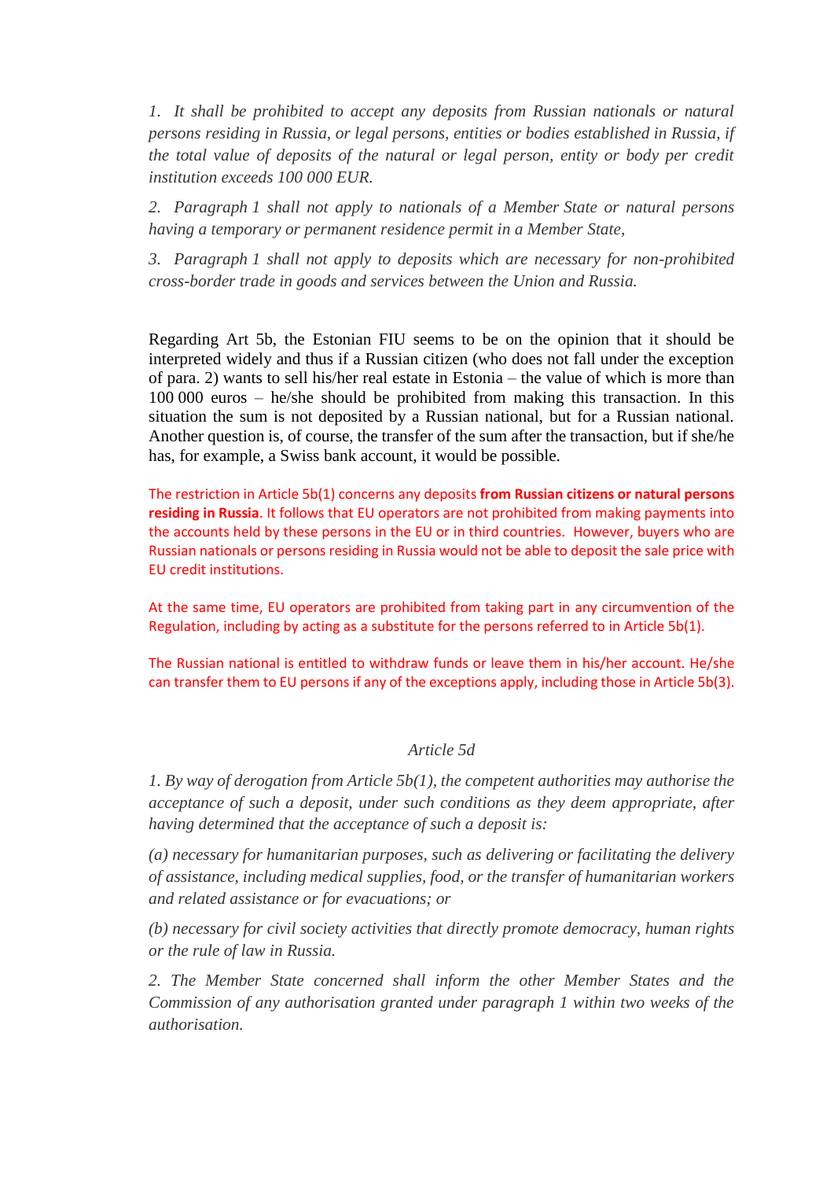*1. It shall be prohibited to accept any deposits from Russian nationals or natural persons residing in Russia, or legal persons, entities or bodies established in Russia, if the total value of deposits of the natural or legal person, entity or body per credit institution exceeds 100 000 EUR.*

*2. Paragraph 1 shall not apply to nationals of a Member State or natural persons having a temporary or permanent residence permit in a Member State,*

*3. Paragraph 1 shall not apply to deposits which are necessary for non-prohibited cross-border trade in goods and services between the Union and Russia.*

Regarding Art 5b, the Estonian FIU seems to be on the opinion that it should be interpreted widely and thus if a Russian citizen (who does not fall under the exception of para. 2) wants to sell his/her real estate in Estonia – the value of which is more than 100 000 euros – he/she should be prohibited from making this transaction. In this situation the sum is not deposited by a Russian national, but for a Russian national. Another question is, of course, the transfer of the sum after the transaction, but if she/he has, for example, a Swiss bank account, it would be possible.

The restriction in Article 5b(1) concerns any deposits **from Russian citizens or natural persons residing in Russia**. It follows that EU operators are not prohibited from making payments into the accounts held by these persons in the EU or in third countries. However, buyers who are Russian nationals or persons residing in Russia would not be able to deposit the sale price with EU credit institutions.

At the same time, EU operators are prohibited from taking part in any circumvention of the Regulation, including by acting as a substitute for the persons referred to in Article 5b(1).

The Russian national is entitled to withdraw funds or leave them in his/her account. He/she can transfer them to EU persons if any of the exceptions apply, including those in Article 5b(3).

*Article 5d*

*1. By way of derogation from Article 5b(1), the competent authorities may authorise the acceptance of such a deposit, under such conditions as they deem appropriate, after having determined that the acceptance of such a deposit is:*

*(a) necessary for humanitarian purposes, such as delivering or facilitating the delivery of assistance, including medical supplies, food, or the transfer of humanitarian workers and related assistance or for evacuations; or*

*(b) necessary for civil society activities that directly promote democracy, human rights or the rule of law in Russia.*

*2. The Member State concerned shall inform the other Member States and the Commission of any authorisation granted under paragraph 1 within two weeks of the authorisation.*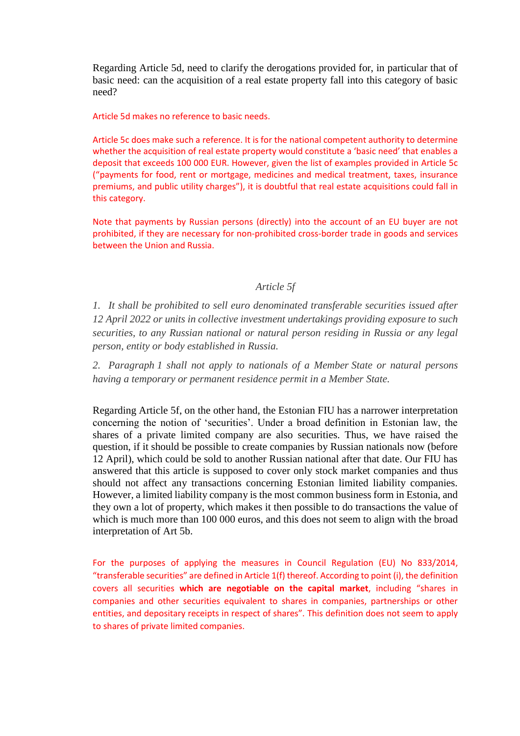Regarding Article 5d, need to clarify the derogations provided for, in particular that of basic need: can the acquisition of a real estate property fall into this category of basic need?

Article 5d makes no reference to basic needs.

Article 5c does make such a reference. It is for the national competent authority to determine whether the acquisition of real estate property would constitute a 'basic need' that enables a deposit that exceeds 100 000 EUR. However, given the list of examples provided in Article 5c ("payments for food, rent or mortgage, medicines and medical treatment, taxes, insurance premiums, and public utility charges"), it is doubtful that real estate acquisitions could fall in this category.

Note that payments by Russian persons (directly) into the account of an EU buyer are not prohibited, if they are necessary for non-prohibited cross-border trade in goods and services between the Union and Russia.

*Article 5f*

*1. It shall be prohibited to sell euro denominated transferable securities issued after 12 April 2022 or units in collective investment undertakings providing exposure to such securities, to any Russian national or natural person residing in Russia or any legal person, entity or body established in Russia.*

*2. Paragraph 1 shall not apply to nationals of a Member State or natural persons having a temporary or permanent residence permit in a Member State.*

Regarding Article 5f, on the other hand, the Estonian FIU has a narrower interpretation concerning the notion of 'securities'. Under a broad definition in Estonian law, the shares of a private limited company are also securities. Thus, we have raised the question, if it should be possible to create companies by Russian nationals now (before 12 April), which could be sold to another Russian national after that date. Our FIU has answered that this article is supposed to cover only stock market companies and thus should not affect any transactions concerning Estonian limited liability companies. However, a limited liability company is the most common business form in Estonia, and they own a lot of property, which makes it then possible to do transactions the value of which is much more than 100 000 euros, and this does not seem to align with the broad interpretation of Art 5b.

For the purposes of applying the measures in Council Regulation (EU) No 833/2014, "transferable securities" are defined in Article 1(f) thereof. According to point (i), the definition covers all securities **which are negotiable on the capital market**, including "shares in companies and other securities equivalent to shares in companies, partnerships or other entities, and depositary receipts in respect of shares". This definition does not seem to apply to shares of private limited companies.